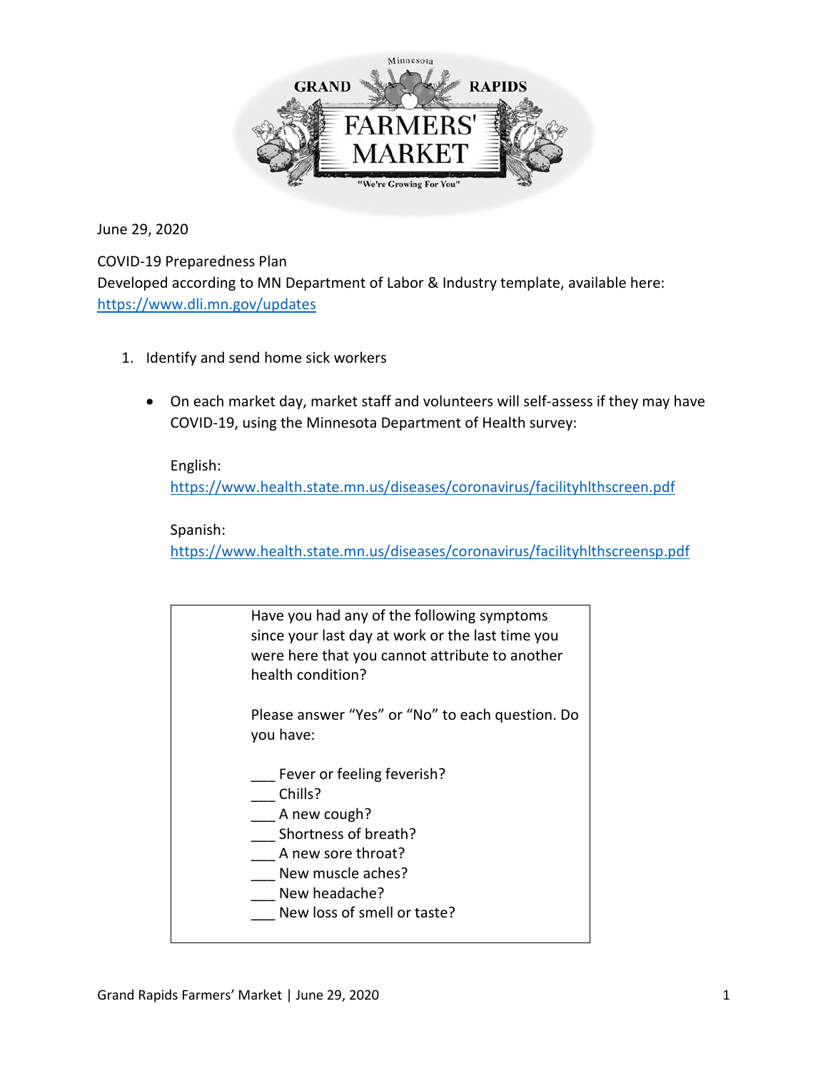June 29, 2020

COVID-19 Preparedness Plan
Developed according to MN Department of Labor & Industry template, available here: https://www.dli.mn.gov/updates

1. Identify and send home sick workers

   - On each market day, market staff and volunteers will self-assess if they may have COVID-19, using the Minnesota Department of Health survey:

     English:
     https://www.health.state.mn.us/diseases/coronavirus/facilityhlthscreen.pdf

     Spanish:
     https://www.health.state.mn.us/diseases/coronavirus/facilityhlthscreensp.pdf

> Have you had any of the following symptoms since your last day at work or the last time you were here that you cannot attribute to another health condition?
>
> Please answer "Yes" or "No" to each question. Do you have:
>
> ___ Fever or feeling feverish?
> ___ Chills?
> ___ A new cough?
> ___ Shortness of breath?
> ___ A new sore throat?
> ___ New muscle aches?
> ___ New headache?
> ___ New loss of smell or taste?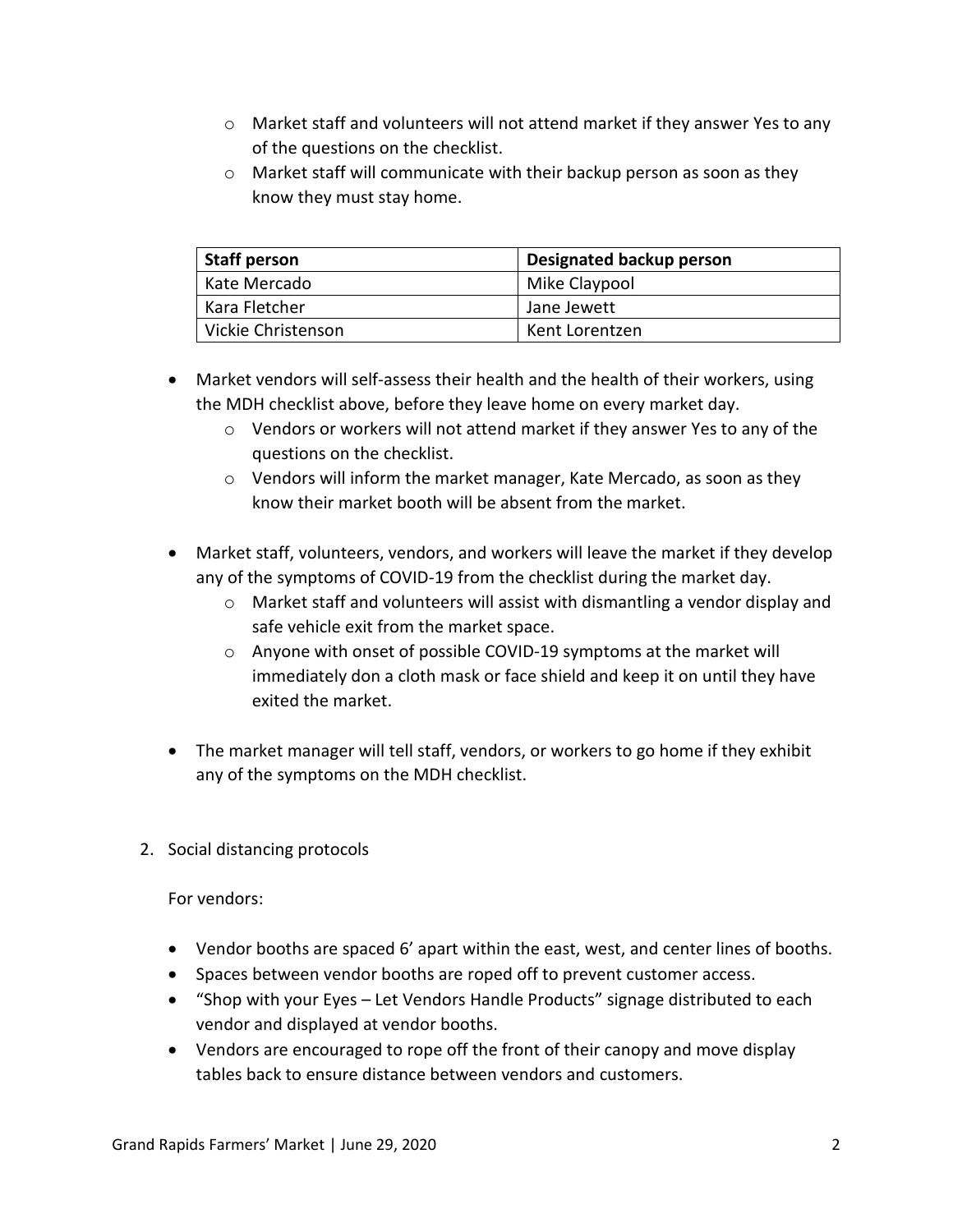- Market staff and volunteers will not attend market if they answer Yes to any of the questions on the checklist.
  - Market staff will communicate with their backup person as soon as they know they must stay home.

| Staff person | Designated backup person |
| --- | --- |
| Kate Mercado | Mike Claypool |
| Kara Fletcher | Jane Jewett |
| Vickie Christenson | Kent Lorentzen |

- Market vendors will self-assess their health and the health of their workers, using the MDH checklist above, before they leave home on every market day.
  - Vendors or workers will not attend market if they answer Yes to any of the questions on the checklist.
  - Vendors will inform the market manager, Kate Mercado, as soon as they know their market booth will be absent from the market.

- Market staff, volunteers, vendors, and workers will leave the market if they develop any of the symptoms of COVID-19 from the checklist during the market day.
  - Market staff and volunteers will assist with dismantling a vendor display and safe vehicle exit from the market space.
  - Anyone with onset of possible COVID-19 symptoms at the market will immediately don a cloth mask or face shield and keep it on until they have exited the market.

- The market manager will tell staff, vendors, or workers to go home if they exhibit any of the symptoms on the MDH checklist.

2. Social distancing protocols

   For vendors:

- Vendor booths are spaced 6' apart within the east, west, and center lines of booths.
- Spaces between vendor booths are roped off to prevent customer access.
- "Shop with your Eyes – Let Vendors Handle Products" signage distributed to each vendor and displayed at vendor booths.
- Vendors are encouraged to rope off the front of their canopy and move display tables back to ensure distance between vendors and customers.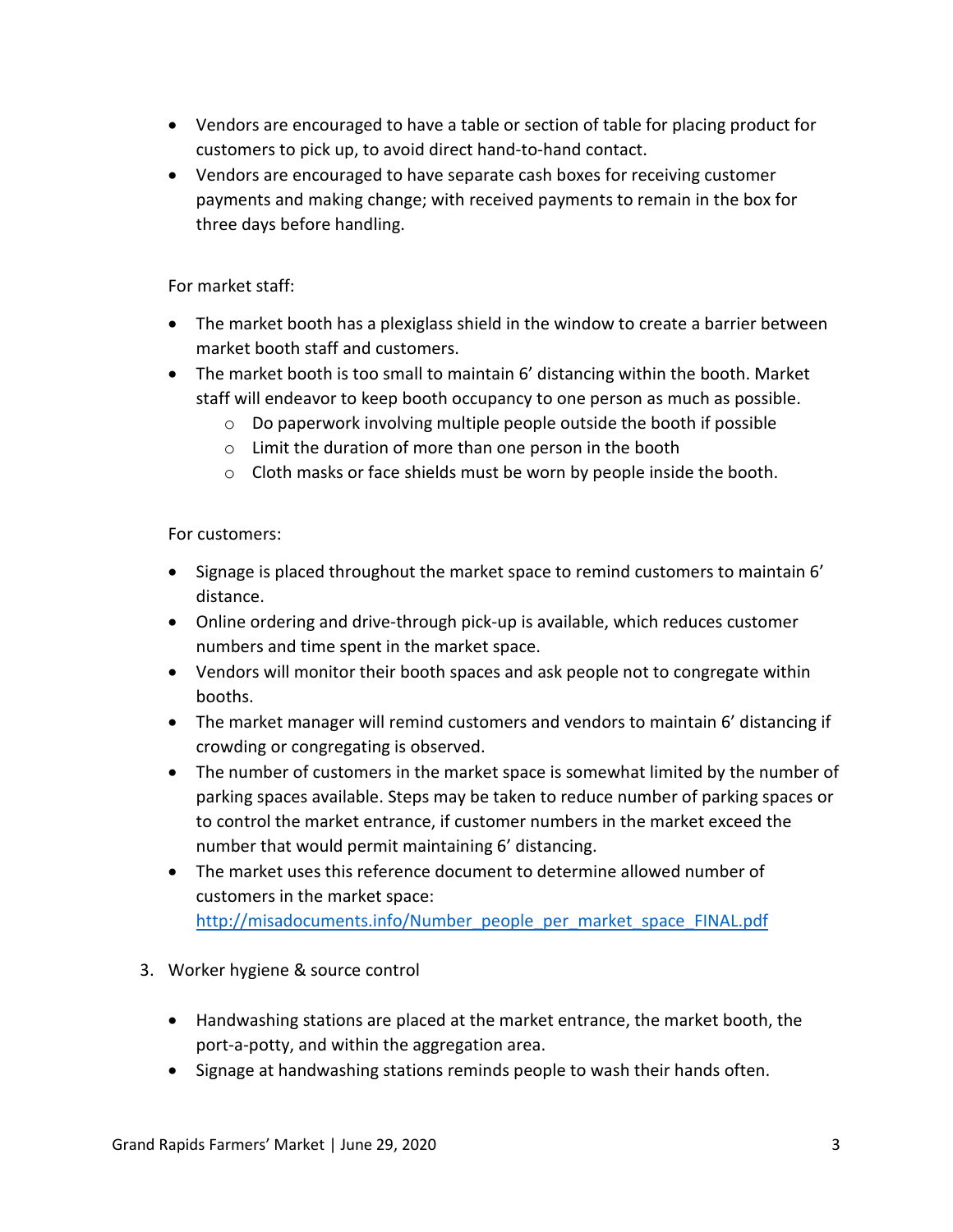- Vendors are encouraged to have a table or section of table for placing product for customers to pick up, to avoid direct hand-to-hand contact.
- Vendors are encouraged to have separate cash boxes for receiving customer payments and making change; with received payments to remain in the box for three days before handling.

For market staff:

- The market booth has a plexiglass shield in the window to create a barrier between market booth staff and customers.
- The market booth is too small to maintain 6' distancing within the booth. Market staff will endeavor to keep booth occupancy to one person as much as possible.
    - Do paperwork involving multiple people outside the booth if possible
    - Limit the duration of more than one person in the booth
    - Cloth masks or face shields must be worn by people inside the booth.

For customers:

- Signage is placed throughout the market space to remind customers to maintain 6' distance.
- Online ordering and drive-through pick-up is available, which reduces customer numbers and time spent in the market space.
- Vendors will monitor their booth spaces and ask people not to congregate within booths.
- The market manager will remind customers and vendors to maintain 6' distancing if crowding or congregating is observed.
- The number of customers in the market space is somewhat limited by the number of parking spaces available. Steps may be taken to reduce number of parking spaces or to control the market entrance, if customer numbers in the market exceed the number that would permit maintaining 6' distancing.
- The market uses this reference document to determine allowed number of customers in the market space: [http://misadocuments.info/Number_people_per_market_space_FINAL.pdf](http://misadocuments.info/Number_people_per_market_space_FINAL.pdf)

3. Worker hygiene & source control

- Handwashing stations are placed at the market entrance, the market booth, the port-a-potty, and within the aggregation area.
- Signage at handwashing stations reminds people to wash their hands often.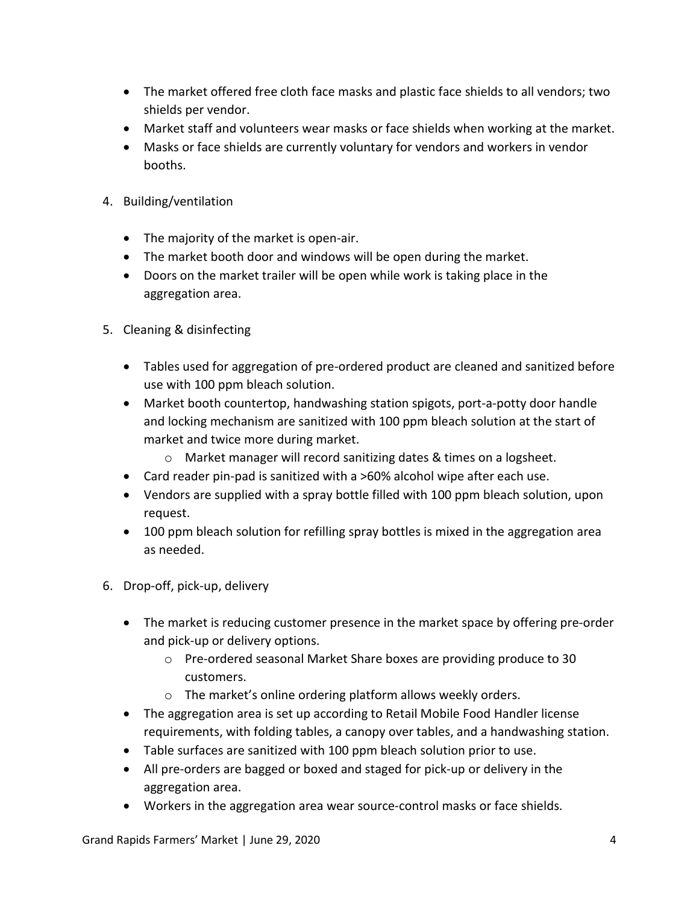- The market offered free cloth face masks and plastic face shields to all vendors; two shields per vendor.
- Market staff and volunteers wear masks or face shields when working at the market.
- Masks or face shields are currently voluntary for vendors and workers in vendor booths.

4. Building/ventilation

   - The majority of the market is open-air.
   - The market booth door and windows will be open during the market.
   - Doors on the market trailer will be open while work is taking place in the aggregation area.

5. Cleaning & disinfecting

   - Tables used for aggregation of pre-ordered product are cleaned and sanitized before use with 100 ppm bleach solution.
   - Market booth countertop, handwashing station spigots, port-a-potty door handle and locking mechanism are sanitized with 100 ppm bleach solution at the start of market and twice more during market.
     - Market manager will record sanitizing dates & times on a logsheet.
   - Card reader pin-pad is sanitized with a >60% alcohol wipe after each use.
   - Vendors are supplied with a spray bottle filled with 100 ppm bleach solution, upon request.
   - 100 ppm bleach solution for refilling spray bottles is mixed in the aggregation area as needed.

6. Drop-off, pick-up, delivery

   - The market is reducing customer presence in the market space by offering pre-order and pick-up or delivery options.
     - Pre-ordered seasonal Market Share boxes are providing produce to 30 customers.
     - The market's online ordering platform allows weekly orders.
   - The aggregation area is set up according to Retail Mobile Food Handler license requirements, with folding tables, a canopy over tables, and a handwashing station.
   - Table surfaces are sanitized with 100 ppm bleach solution prior to use.
   - All pre-orders are bagged or boxed and staged for pick-up or delivery in the aggregation area.
   - Workers in the aggregation area wear source-control masks or face shields.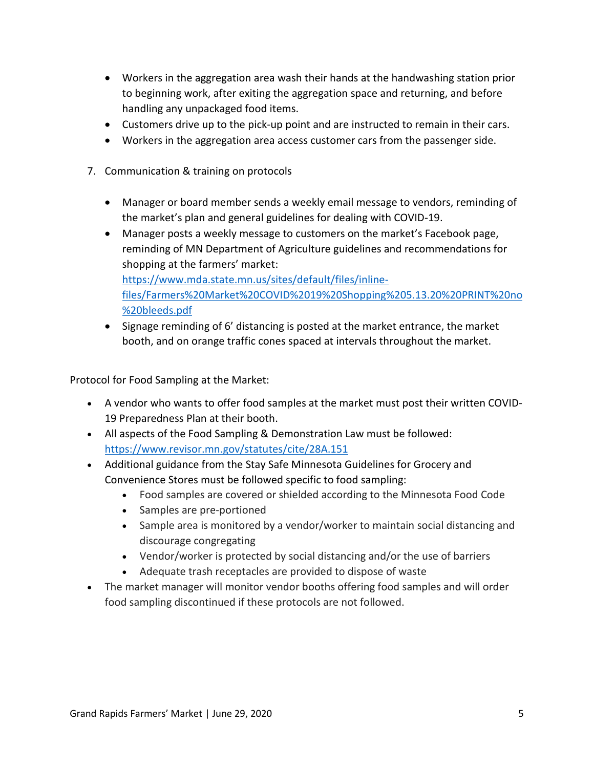- Workers in the aggregation area wash their hands at the handwashing station prior to beginning work, after exiting the aggregation space and returning, and before handling any unpackaged food items.
- Customers drive up to the pick-up point and are instructed to remain in their cars.
- Workers in the aggregation area access customer cars from the passenger side.

7. Communication & training on protocols

   - Manager or board member sends a weekly email message to vendors, reminding of the market's plan and general guidelines for dealing with COVID-19.
   - Manager posts a weekly message to customers on the market's Facebook page, reminding of MN Department of Agriculture guidelines and recommendations for shopping at the farmers' market: https://www.mda.state.mn.us/sites/default/files/inline-files/Farmers%20Market%20COVID%2019%20Shopping%205.13.20%20PRINT%20no%20bleeds.pdf
   - Signage reminding of 6' distancing is posted at the market entrance, the market booth, and on orange traffic cones spaced at intervals throughout the market.

Protocol for Food Sampling at the Market:

- A vendor who wants to offer food samples at the market must post their written COVID-19 Preparedness Plan at their booth.
- All aspects of the Food Sampling & Demonstration Law must be followed: https://www.revisor.mn.gov/statutes/cite/28A.151
- Additional guidance from the Stay Safe Minnesota Guidelines for Grocery and Convenience Stores must be followed specific to food sampling:
  - Food samples are covered or shielded according to the Minnesota Food Code
  - Samples are pre-portioned
  - Sample area is monitored by a vendor/worker to maintain social distancing and discourage congregating
  - Vendor/worker is protected by social distancing and/or the use of barriers
  - Adequate trash receptacles are provided to dispose of waste
- The market manager will monitor vendor booths offering food samples and will order food sampling discontinued if these protocols are not followed.